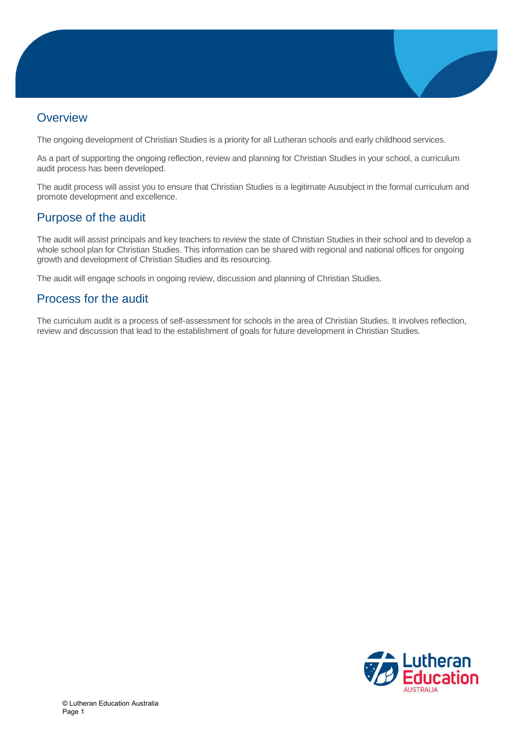## Overview

The ongoing development of Christian Studies is a priority for all Lutheran schools and early childhood services.

As a part of supporting the ongoing reflection, review and planning for Christian Studies in your school, a curriculum audit process has been developed.

The audit process will assist you to ensure that Christian Studies is a legitimate Ausubject in the formal curriculum and promote development and excellence.

## Purpose of the audit

The audit will assist principals and key teachers to review the state of Christian Studies in their school and to develop a whole school plan for Christian Studies. This information can be shared with regional and national offices for ongoing growth and development of Christian Studies and its resourcing.

The audit will engage schools in ongoing review, discussion and planning of Christian Studies.

## Process for the audit

The curriculum audit is a process of self-assessment for schools in the area of Christian Studies. It involves reflection, review and discussion that lead to the establishment of goals for future development in Christian Studies.

© Lutheran Education Australia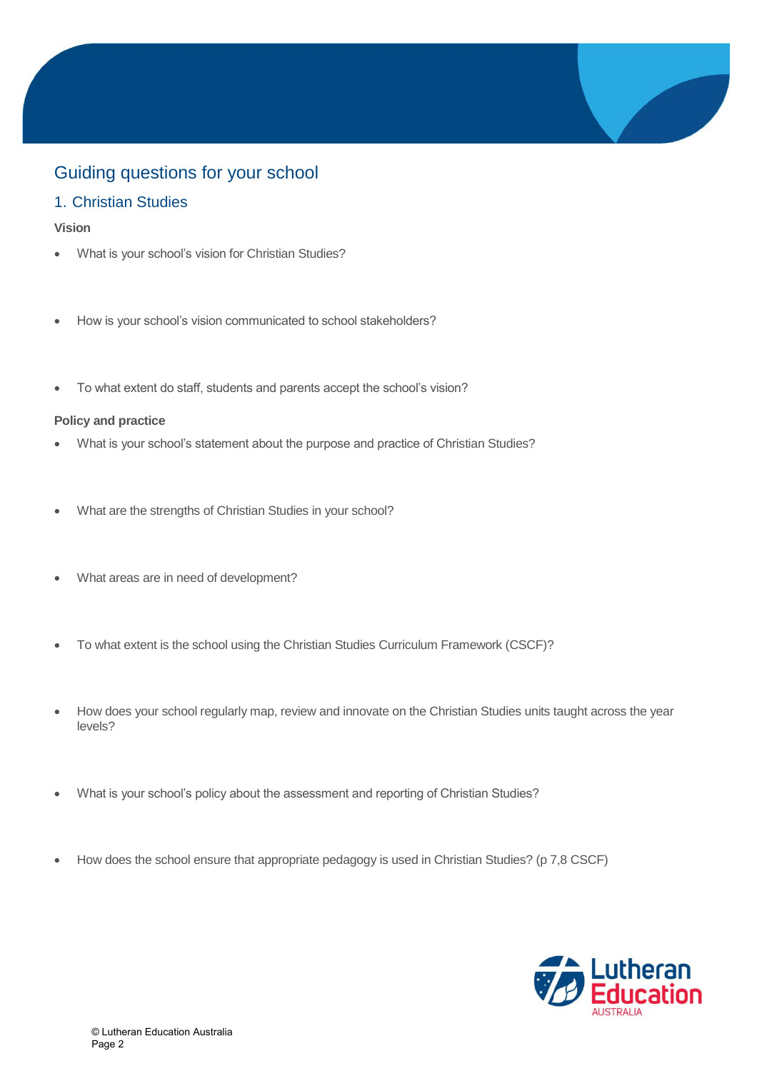# Guiding questions for your school

## 1. Christian Studies

**Vision**

- What is your school's vision for Christian Studies?
- How is your school's vision communicated to school stakeholders?
- To what extent do staff, students and parents accept the school's vision?

**Policy and practice**

- What is your school's statement about the purpose and practice of Christian Studies?
- What are the strengths of Christian Studies in your school?
- What areas are in need of development?
- To what extent is the school using the Christian Studies Curriculum Framework (CSCF)?
- How does your school regularly map, review and innovate on the Christian Studies units taught across the year levels?
- What is your school's policy about the assessment and reporting of Christian Studies?
- How does the school ensure that appropriate pedagogy is used in Christian Studies? (p 7,8 CSCF)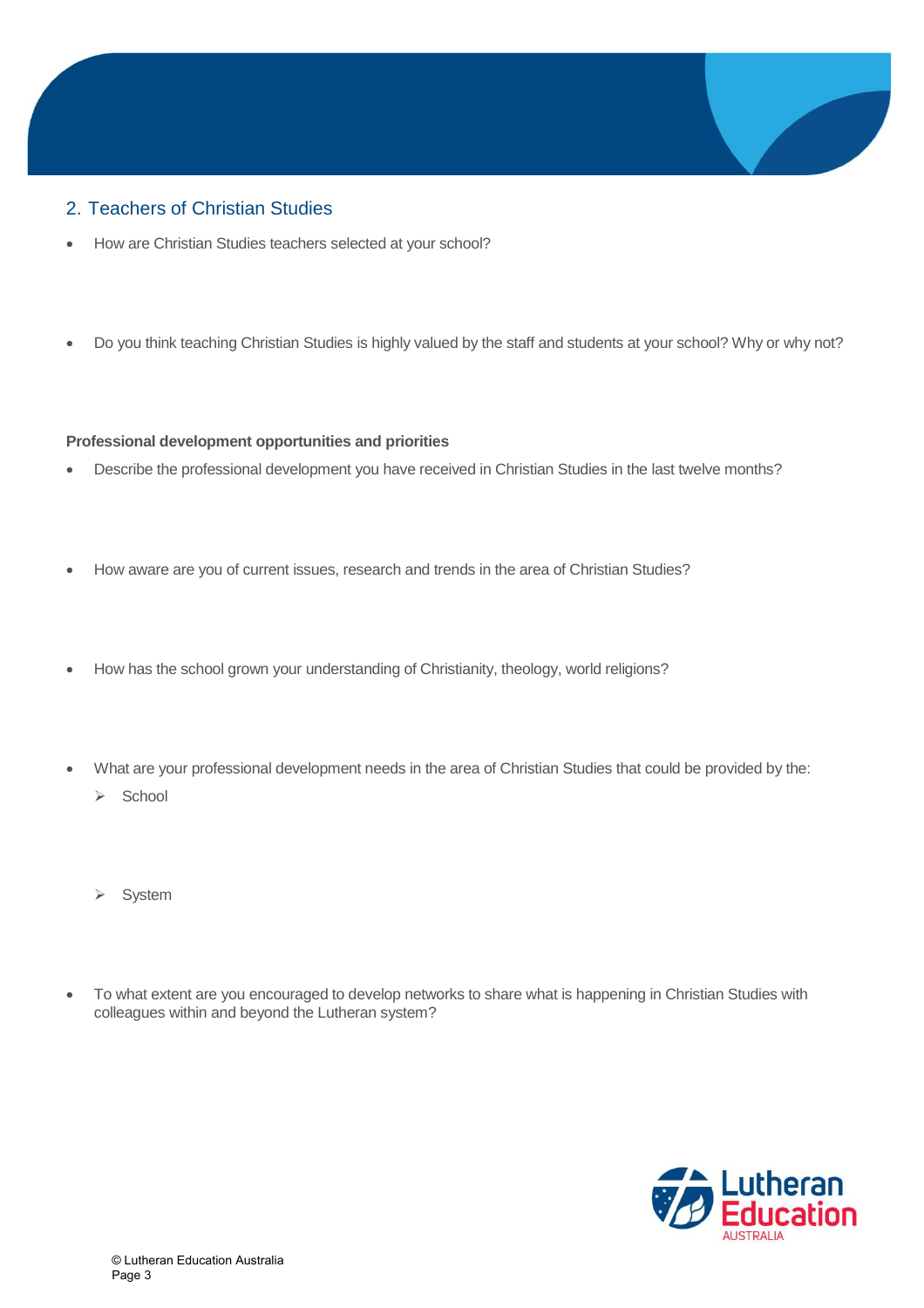## 2. Teachers of Christian Studies

- How are Christian Studies teachers selected at your school?

- Do you think teaching Christian Studies is highly valued by the staff and students at your school? Why or why not?

**Professional development opportunities and priorities**

- Describe the professional development you have received in Christian Studies in the last twelve months?

- How aware are you of current issues, research and trends in the area of Christian Studies?

- How has the school grown your understanding of Christianity, theology, world religions?

- What are your professional development needs in the area of Christian Studies that could be provided by the:
  - School

  - System

- To what extent are you encouraged to develop networks to share what is happening in Christian Studies with colleagues within and beyond the Lutheran system?

© Lutheran Education Australia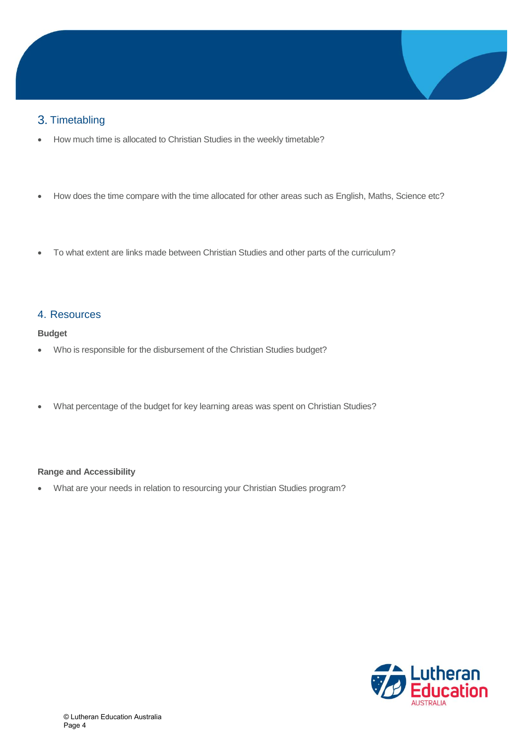## 3. Timetabling

- How much time is allocated to Christian Studies in the weekly timetable?

- How does the time compare with the time allocated for other areas such as English, Maths, Science etc?

- To what extent are links made between Christian Studies and other parts of the curriculum?

## 4. Resources

**Budget**

- Who is responsible for the disbursement of the Christian Studies budget?

- What percentage of the budget for key learning areas was spent on Christian Studies?

**Range and Accessibility**

- What are your needs in relation to resourcing your Christian Studies program?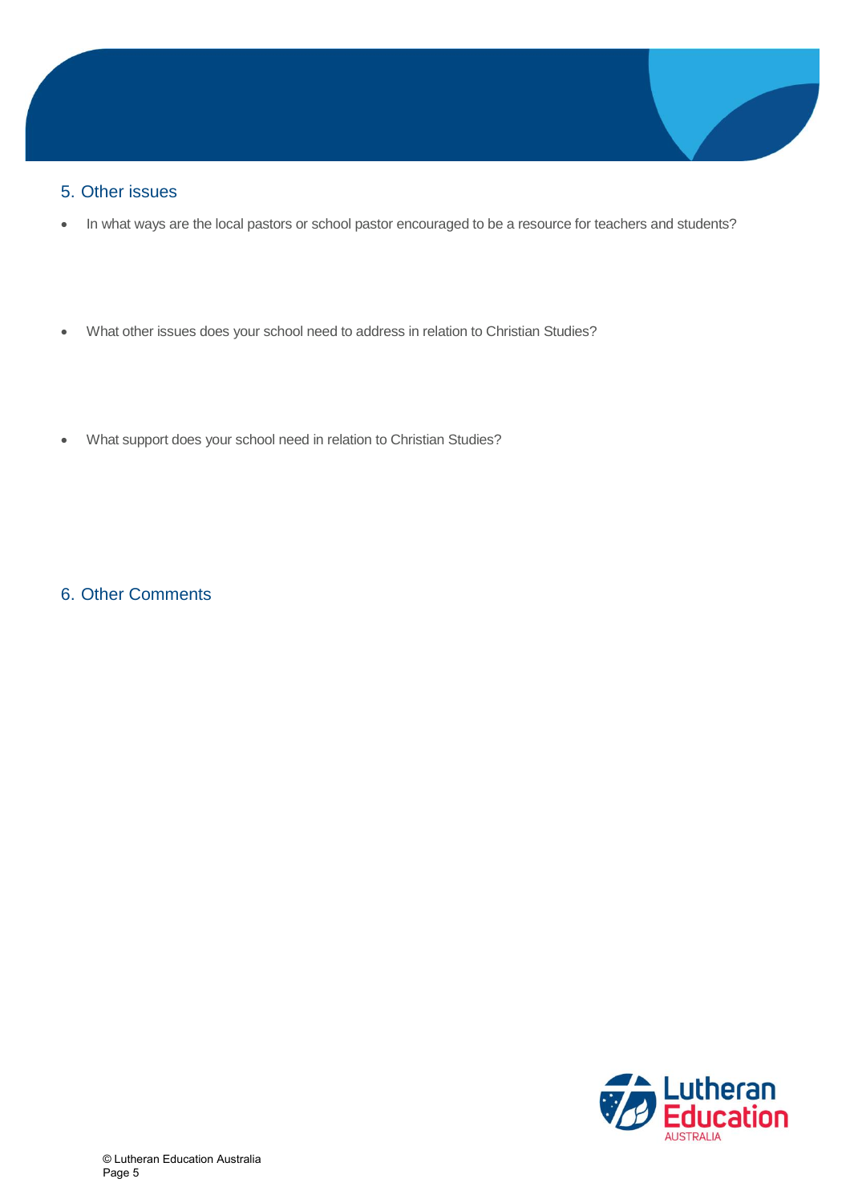## 5. Other issues

- In what ways are the local pastors or school pastor encouraged to be a resource for teachers and students?

- What other issues does your school need to address in relation to Christian Studies?

- What support does your school need in relation to Christian Studies?

## 6. Other Comments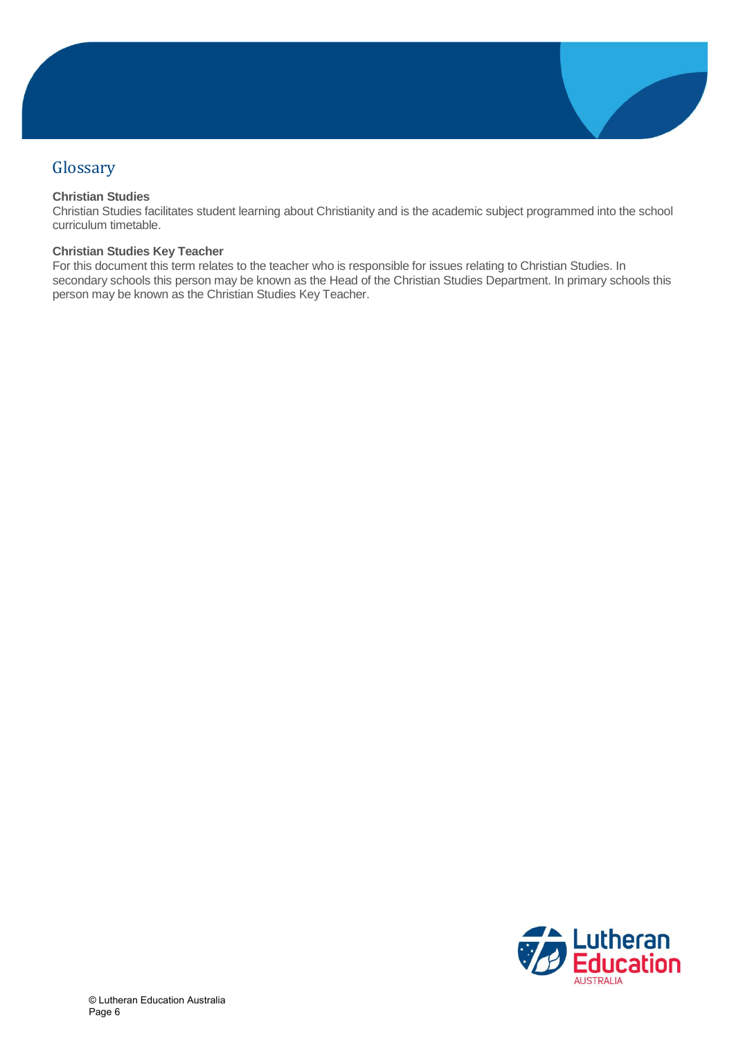## Glossary

**Christian Studies**
Christian Studies facilitates student learning about Christianity and is the academic subject programmed into the school curriculum timetable.

**Christian Studies Key Teacher**
For this document this term relates to the teacher who is responsible for issues relating to Christian Studies. In secondary schools this person may be known as the Head of the Christian Studies Department. In primary schools this person may be known as the Christian Studies Key Teacher.